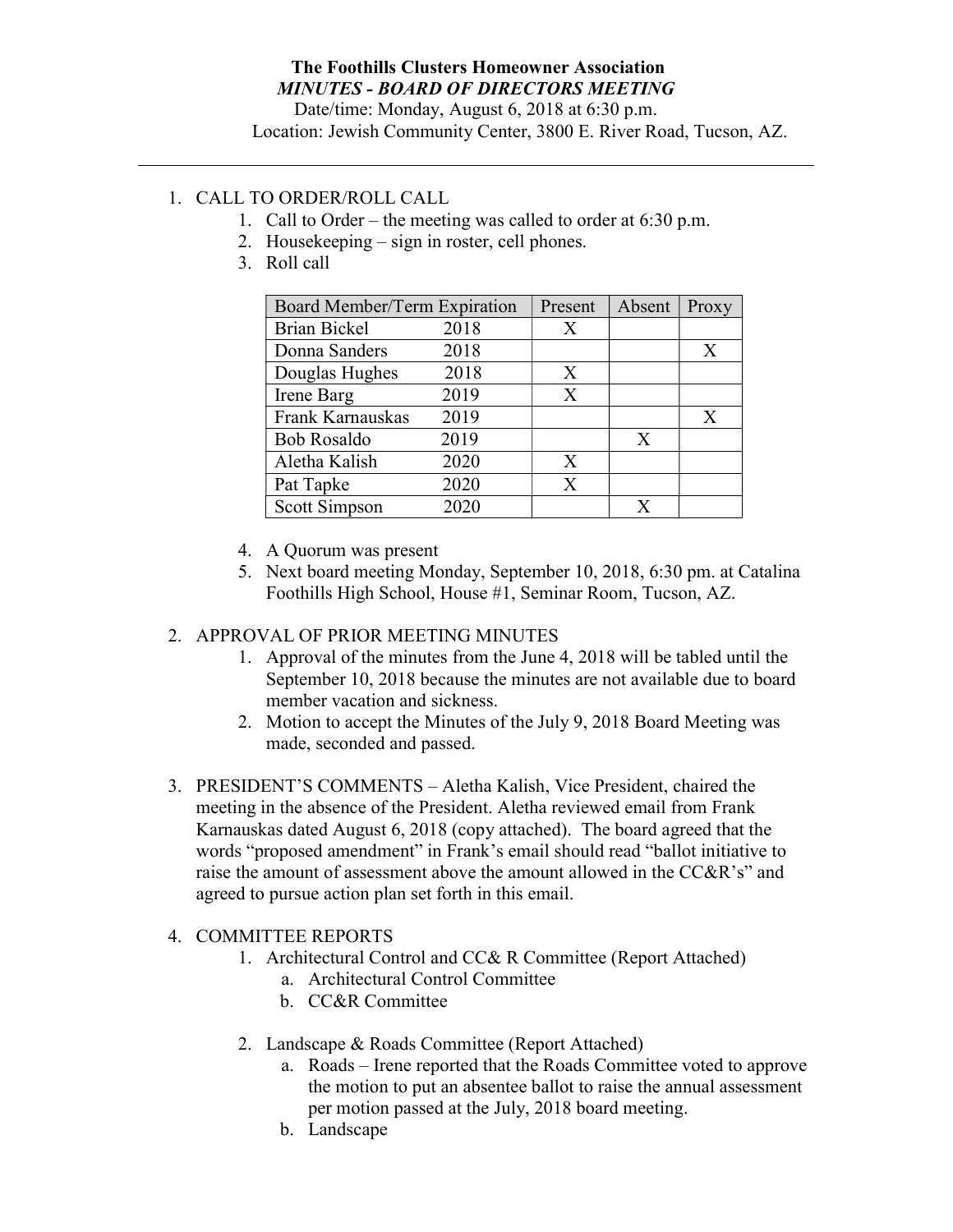**The Foothills Clusters Homeowner Association**
***MINUTES - BOARD OF DIRECTORS MEETING***
Date/time: Monday, August 6, 2018 at 6:30 p.m.
Location: Jewish Community Center, 3800 E. River Road, Tucson, AZ.

---

1. CALL TO ORDER/ROLL CALL
   1. Call to Order – the meeting was called to order at 6:30 p.m.
   2. Housekeeping – sign in roster, cell phones.
   3. Roll call

| Board Member/Term Expiration | | Present | Absent | Proxy |
|---|---|---|---|---|
| Brian Bickel | 2018 | X | | |
| Donna Sanders | 2018 | | | X |
| Douglas Hughes | 2018 | X | | |
| Irene Barg | 2019 | X | | |
| Frank Karnauskas | 2019 | | | X |
| Bob Rosaldo | 2019 | | X | |
| Aletha Kalish | 2020 | X | | |
| Pat Tapke | 2020 | X | | |
| Scott Simpson | 2020 | | X | |

   4. A Quorum was present
   5. Next board meeting Monday, September 10, 2018, 6:30 pm. at Catalina Foothills High School, House #1, Seminar Room, Tucson, AZ.

2. APPROVAL OF PRIOR MEETING MINUTES
   1. Approval of the minutes from the June 4, 2018 will be tabled until the September 10, 2018 because the minutes are not available due to board member vacation and sickness.
   2. Motion to accept the Minutes of the July 9, 2018 Board Meeting was made, seconded and passed.

3. PRESIDENT'S COMMENTS – Aletha Kalish, Vice President, chaired the meeting in the absence of the President. Aletha reviewed email from Frank Karnauskas dated August 6, 2018 (copy attached). The board agreed that the words "proposed amendment" in Frank's email should read "ballot initiative to raise the amount of assessment above the amount allowed in the CC&R's" and agreed to pursue action plan set forth in this email.

4. COMMITTEE REPORTS
   1. Architectural Control and CC& R Committee (Report Attached)
      a. Architectural Control Committee
      b. CC&R Committee
   2. Landscape & Roads Committee (Report Attached)
      a. Roads – Irene reported that the Roads Committee voted to approve the motion to put an absentee ballot to raise the annual assessment per motion passed at the July, 2018 board meeting.
      b. Landscape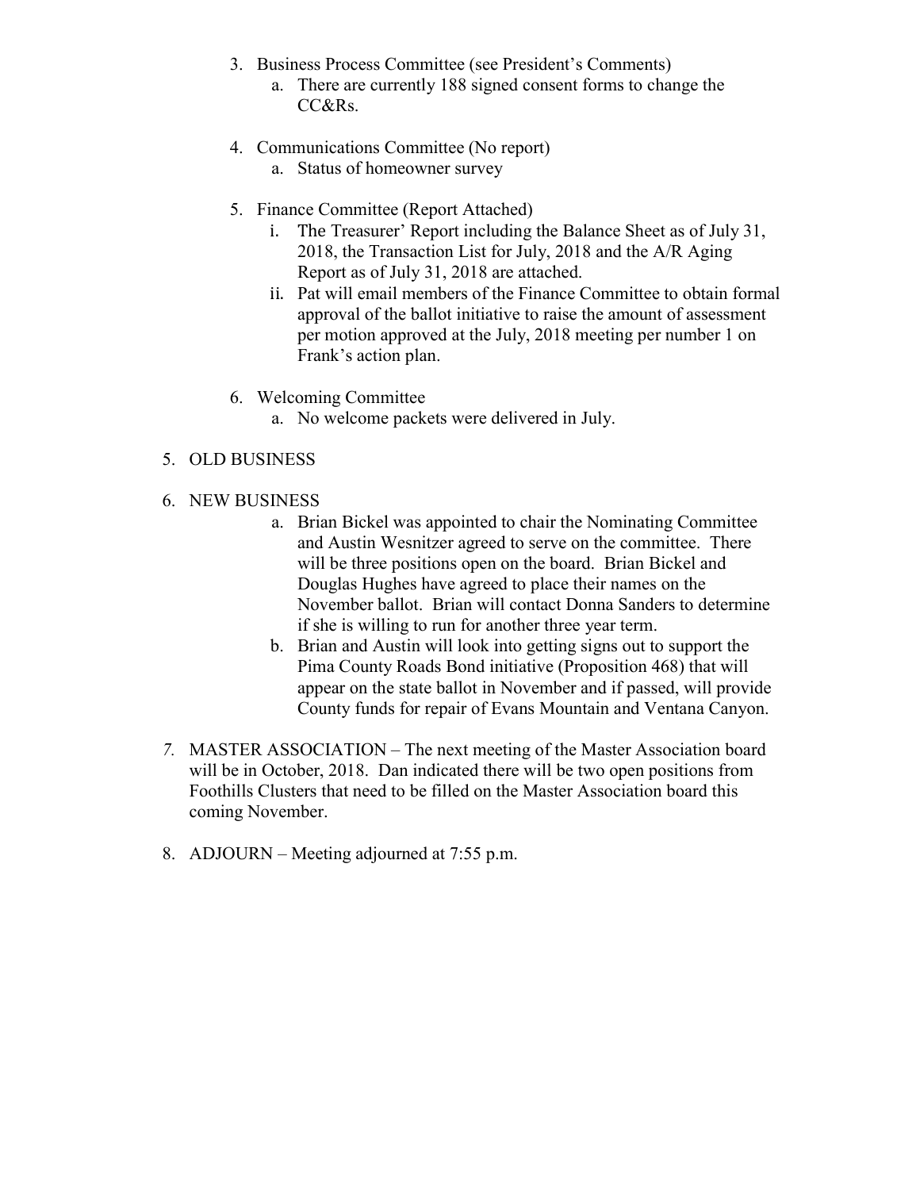3. Business Process Committee (see President's Comments)
    a. There are currently 188 signed consent forms to change the CC&Rs.

4. Communications Committee (No report)
    a. Status of homeowner survey

5. Finance Committee (Report Attached)
    i. The Treasurer' Report including the Balance Sheet as of July 31, 2018, the Transaction List for July, 2018 and the A/R Aging Report as of July 31, 2018 are attached.
    ii. Pat will email members of the Finance Committee to obtain formal approval of the ballot initiative to raise the amount of assessment per motion approved at the July, 2018 meeting per number 1 on Frank's action plan.

6. Welcoming Committee
    a. No welcome packets were delivered in July.

5. OLD BUSINESS

6. NEW BUSINESS
    a. Brian Bickel was appointed to chair the Nominating Committee and Austin Wesnitzer agreed to serve on the committee. There will be three positions open on the board. Brian Bickel and Douglas Hughes have agreed to place their names on the November ballot. Brian will contact Donna Sanders to determine if she is willing to run for another three year term.
    b. Brian and Austin will look into getting signs out to support the Pima County Roads Bond initiative (Proposition 468) that will appear on the state ballot in November and if passed, will provide County funds for repair of Evans Mountain and Ventana Canyon.

7. MASTER ASSOCIATION – The next meeting of the Master Association board will be in October, 2018. Dan indicated there will be two open positions from Foothills Clusters that need to be filled on the Master Association board this coming November.

8. ADJOURN – Meeting adjourned at 7:55 p.m.